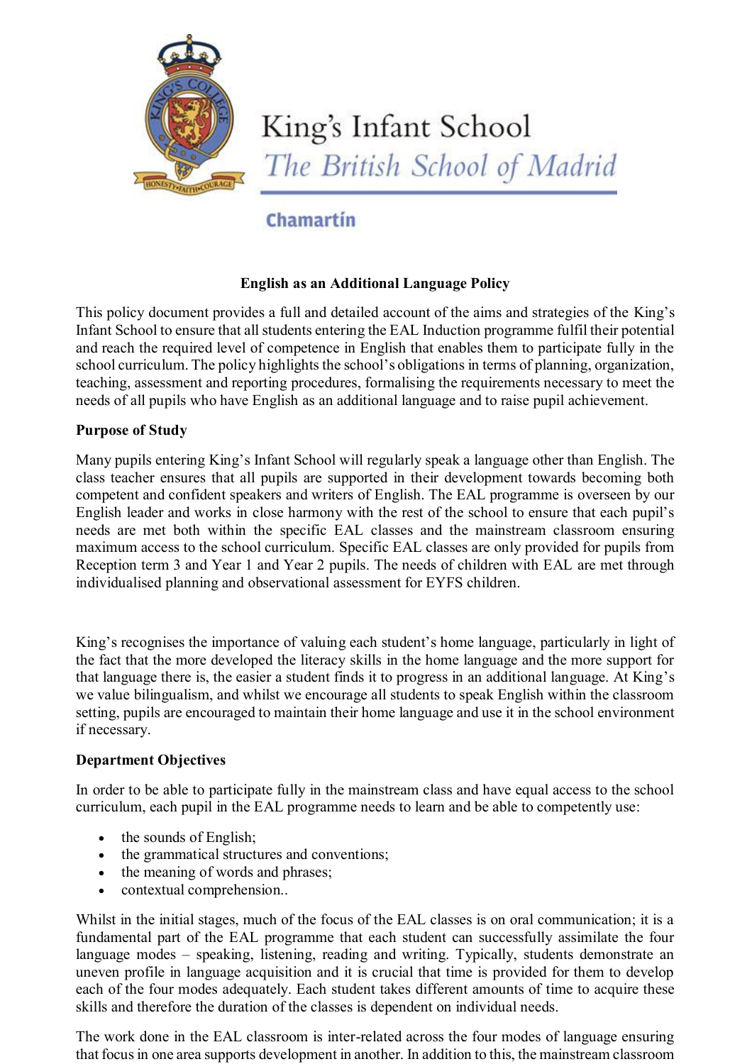King's Infant School
*The British School of Madrid*

**Chamartín**

## English as an Additional Language Policy

This policy document provides a full and detailed account of the aims and strategies of the King's Infant School to ensure that all students entering the EAL Induction programme fulfil their potential and reach the required level of competence in English that enables them to participate fully in the school curriculum. The policy highlights the school's obligations in terms of planning, organization, teaching, assessment and reporting procedures, formalising the requirements necessary to meet the needs of all pupils who have English as an additional language and to raise pupil achievement.

### Purpose of Study

Many pupils entering King's Infant School will regularly speak a language other than English. The class teacher ensures that all pupils are supported in their development towards becoming both competent and confident speakers and writers of English. The EAL programme is overseen by our English leader and works in close harmony with the rest of the school to ensure that each pupil's needs are met both within the specific EAL classes and the mainstream classroom ensuring maximum access to the school curriculum. Specific EAL classes are only provided for pupils from Reception term 3 and Year 1 and Year 2 pupils. The needs of children with EAL are met through individualised planning and observational assessment for EYFS children.

King's recognises the importance of valuing each student's home language, particularly in light of the fact that the more developed the literacy skills in the home language and the more support for that language there is, the easier a student finds it to progress in an additional language. At King's we value bilingualism, and whilst we encourage all students to speak English within the classroom setting, pupils are encouraged to maintain their home language and use it in the school environment if necessary.

### Department Objectives

In order to be able to participate fully in the mainstream class and have equal access to the school curriculum, each pupil in the EAL programme needs to learn and be able to competently use:

- the sounds of English;
- the grammatical structures and conventions;
- the meaning of words and phrases;
- contextual comprehension..

Whilst in the initial stages, much of the focus of the EAL classes is on oral communication; it is a fundamental part of the EAL programme that each student can successfully assimilate the four language modes – speaking, listening, reading and writing. Typically, students demonstrate an uneven profile in language acquisition and it is crucial that time is provided for them to develop each of the four modes adequately. Each student takes different amounts of time to acquire these skills and therefore the duration of the classes is dependent on individual needs.

The work done in the EAL classroom is inter-related across the four modes of language ensuring that focus in one area supports development in another. In addition to this, the mainstream classroom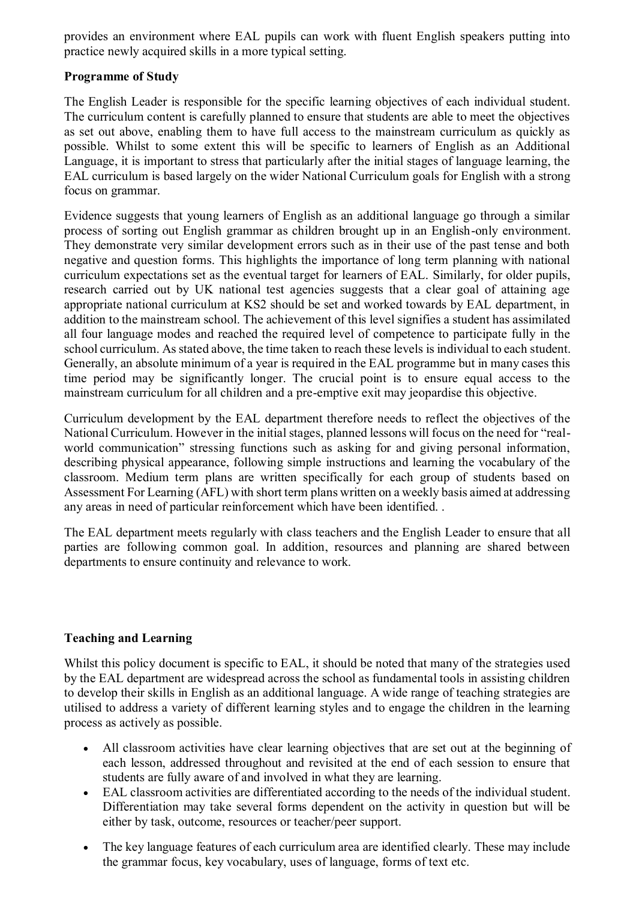provides an environment where EAL pupils can work with fluent English speakers putting into practice newly acquired skills in a more typical setting.

**Programme of Study**

The English Leader is responsible for the specific learning objectives of each individual student. The curriculum content is carefully planned to ensure that students are able to meet the objectives as set out above, enabling them to have full access to the mainstream curriculum as quickly as possible. Whilst to some extent this will be specific to learners of English as an Additional Language, it is important to stress that particularly after the initial stages of language learning, the EAL curriculum is based largely on the wider National Curriculum goals for English with a strong focus on grammar.

Evidence suggests that young learners of English as an additional language go through a similar process of sorting out English grammar as children brought up in an English-only environment. They demonstrate very similar development errors such as in their use of the past tense and both negative and question forms. This highlights the importance of long term planning with national curriculum expectations set as the eventual target for learners of EAL. Similarly, for older pupils, research carried out by UK national test agencies suggests that a clear goal of attaining age appropriate national curriculum at KS2 should be set and worked towards by EAL department, in addition to the mainstream school. The achievement of this level signifies a student has assimilated all four language modes and reached the required level of competence to participate fully in the school curriculum. As stated above, the time taken to reach these levels is individual to each student. Generally, an absolute minimum of a year is required in the EAL programme but in many cases this time period may be significantly longer. The crucial point is to ensure equal access to the mainstream curriculum for all children and a pre-emptive exit may jeopardise this objective.

Curriculum development by the EAL department therefore needs to reflect the objectives of the National Curriculum. However in the initial stages, planned lessons will focus on the need for "real-world communication" stressing functions such as asking for and giving personal information, describing physical appearance, following simple instructions and learning the vocabulary of the classroom. Medium term plans are written specifically for each group of students based on Assessment For Learning (AFL) with short term plans written on a weekly basis aimed at addressing any areas in need of particular reinforcement which have been identified. .

The EAL department meets regularly with class teachers and the English Leader to ensure that all parties are following common goal. In addition, resources and planning are shared between departments to ensure continuity and relevance to work.

**Teaching and Learning**

Whilst this policy document is specific to EAL, it should be noted that many of the strategies used by the EAL department are widespread across the school as fundamental tools in assisting children to develop their skills in English as an additional language. A wide range of teaching strategies are utilised to address a variety of different learning styles and to engage the children in the learning process as actively as possible.

- All classroom activities have clear learning objectives that are set out at the beginning of each lesson, addressed throughout and revisited at the end of each session to ensure that students are fully aware of and involved in what they are learning.
- EAL classroom activities are differentiated according to the needs of the individual student. Differentiation may take several forms dependent on the activity in question but will be either by task, outcome, resources or teacher/peer support.
- The key language features of each curriculum area are identified clearly. These may include the grammar focus, key vocabulary, uses of language, forms of text etc.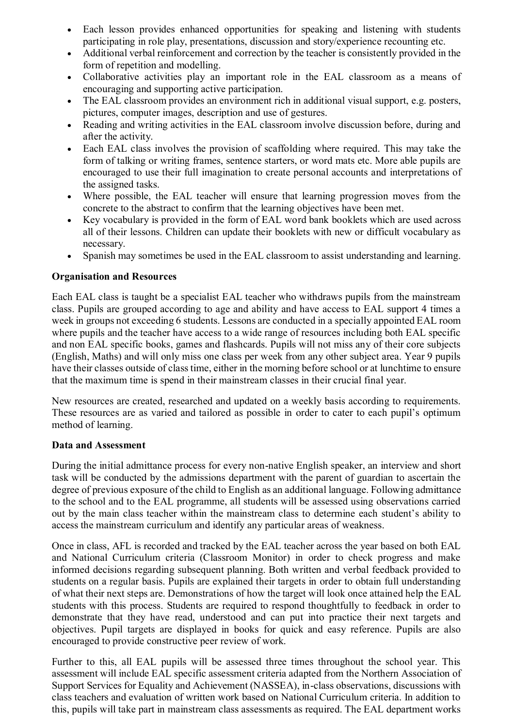- Each lesson provides enhanced opportunities for speaking and listening with students participating in role play, presentations, discussion and story/experience recounting etc.
- Additional verbal reinforcement and correction by the teacher is consistently provided in the form of repetition and modelling.
- Collaborative activities play an important role in the EAL classroom as a means of encouraging and supporting active participation.
- The EAL classroom provides an environment rich in additional visual support, e.g. posters, pictures, computer images, description and use of gestures.
- Reading and writing activities in the EAL classroom involve discussion before, during and after the activity.
- Each EAL class involves the provision of scaffolding where required. This may take the form of talking or writing frames, sentence starters, or word mats etc. More able pupils are encouraged to use their full imagination to create personal accounts and interpretations of the assigned tasks.
- Where possible, the EAL teacher will ensure that learning progression moves from the concrete to the abstract to confirm that the learning objectives have been met.
- Key vocabulary is provided in the form of EAL word bank booklets which are used across all of their lessons. Children can update their booklets with new or difficult vocabulary as necessary.
- Spanish may sometimes be used in the EAL classroom to assist understanding and learning.

**Organisation and Resources**

Each EAL class is taught be a specialist EAL teacher who withdraws pupils from the mainstream class. Pupils are grouped according to age and ability and have access to EAL support 4 times a week in groups not exceeding 6 students. Lessons are conducted in a specially appointed EAL room where pupils and the teacher have access to a wide range of resources including both EAL specific and non EAL specific books, games and flashcards. Pupils will not miss any of their core subjects (English, Maths) and will only miss one class per week from any other subject area. Year 9 pupils have their classes outside of class time, either in the morning before school or at lunchtime to ensure that the maximum time is spend in their mainstream classes in their crucial final year.

New resources are created, researched and updated on a weekly basis according to requirements. These resources are as varied and tailored as possible in order to cater to each pupil's optimum method of learning.

**Data and Assessment**

During the initial admittance process for every non-native English speaker, an interview and short task will be conducted by the admissions department with the parent of guardian to ascertain the degree of previous exposure of the child to English as an additional language. Following admittance to the school and to the EAL programme, all students will be assessed using observations carried out by the main class teacher within the mainstream class to determine each student's ability to access the mainstream curriculum and identify any particular areas of weakness.

Once in class, AFL is recorded and tracked by the EAL teacher across the year based on both EAL and National Curriculum criteria (Classroom Monitor) in order to check progress and make informed decisions regarding subsequent planning. Both written and verbal feedback provided to students on a regular basis. Pupils are explained their targets in order to obtain full understanding of what their next steps are. Demonstrations of how the target will look once attained help the EAL students with this process. Students are required to respond thoughtfully to feedback in order to demonstrate that they have read, understood and can put into practice their next targets and objectives. Pupil targets are displayed in books for quick and easy reference. Pupils are also encouraged to provide constructive peer review of work.

Further to this, all EAL pupils will be assessed three times throughout the school year. This assessment will include EAL specific assessment criteria adapted from the Northern Association of Support Services for Equality and Achievement (NASSEA), in-class observations, discussions with class teachers and evaluation of written work based on National Curriculum criteria. In addition to this, pupils will take part in mainstream class assessments as required. The EAL department works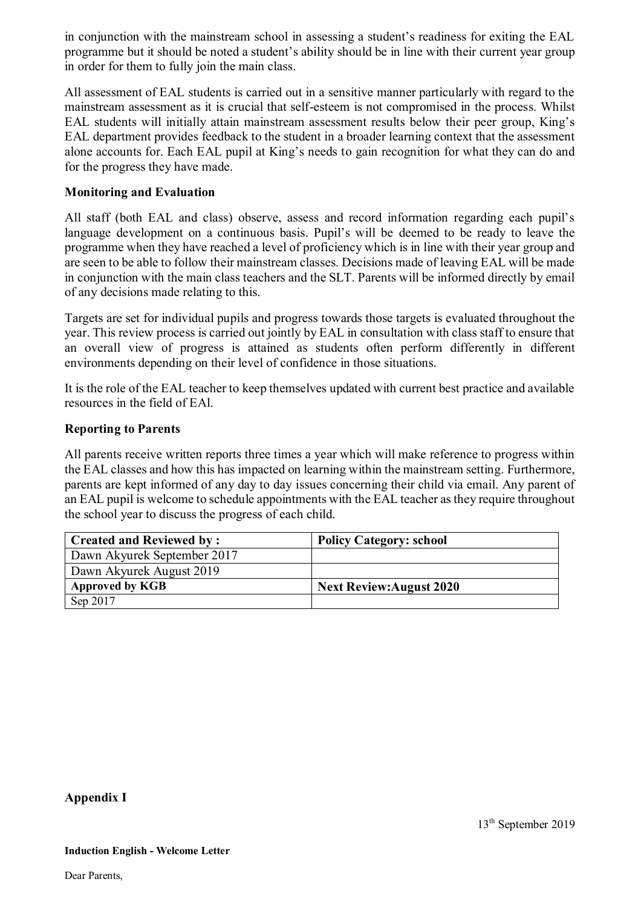in conjunction with the mainstream school in assessing a student's readiness for exiting the EAL programme but it should be noted a student's ability should be in line with their current year group in order for them to fully join the main class.

All assessment of EAL students is carried out in a sensitive manner particularly with regard to the mainstream assessment as it is crucial that self-esteem is not compromised in the process. Whilst EAL students will initially attain mainstream assessment results below their peer group, King's EAL department provides feedback to the student in a broader learning context that the assessment alone accounts for. Each EAL pupil at King's needs to gain recognition for what they can do and for the progress they have made.

**Monitoring and Evaluation**

All staff (both EAL and class) observe, assess and record information regarding each pupil's language development on a continuous basis. Pupil's will be deemed to be ready to leave the programme when they have reached a level of proficiency which is in line with their year group and are seen to be able to follow their mainstream classes. Decisions made of leaving EAL will be made in conjunction with the main class teachers and the SLT. Parents will be informed directly by email of any decisions made relating to this.

Targets are set for individual pupils and progress towards those targets is evaluated throughout the year. This review process is carried out jointly by EAL in consultation with class staff to ensure that an overall view of progress is attained as students often perform differently in different environments depending on their level of confidence in those situations.

It is the role of the EAL teacher to keep themselves updated with current best practice and available resources in the field of EAl.

**Reporting to Parents**

All parents receive written reports three times a year which will make reference to progress within the EAL classes and how this has impacted on learning within the mainstream setting. Furthermore, parents are kept informed of any day to day issues concerning their child via email. Any parent of an EAL pupil is welcome to schedule appointments with the EAL teacher as they require throughout the school year to discuss the progress of each child.

| **Created and Reviewed by :** | **Policy Category: school** |
|---|---|
| Dawn Akyurek September 2017 | |
| Dawn Akyurek August 2019 | |
| **Approved by KGB** | **Next Review:August 2020** |
| Sep 2017 | |

**Appendix I**

13th September 2019

**Induction English - Welcome Letter**

Dear Parents,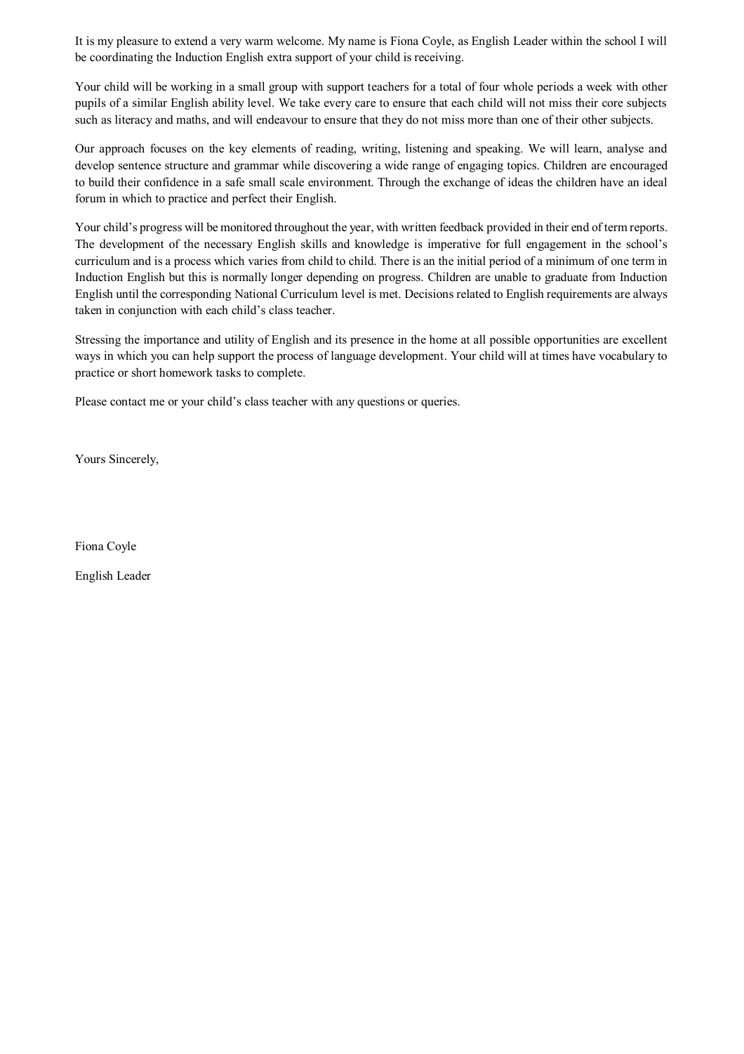It is my pleasure to extend a very warm welcome. My name is Fiona Coyle, as English Leader within the school I will be coordinating the Induction English extra support of your child is receiving.

Your child will be working in a small group with support teachers for a total of four whole periods a week with other pupils of a similar English ability level. We take every care to ensure that each child will not miss their core subjects such as literacy and maths, and will endeavour to ensure that they do not miss more than one of their other subjects.

Our approach focuses on the key elements of reading, writing, listening and speaking. We will learn, analyse and develop sentence structure and grammar while discovering a wide range of engaging topics. Children are encouraged to build their confidence in a safe small scale environment. Through the exchange of ideas the children have an ideal forum in which to practice and perfect their English.

Your child's progress will be monitored throughout the year, with written feedback provided in their end of term reports. The development of the necessary English skills and knowledge is imperative for full engagement in the school's curriculum and is a process which varies from child to child. There is an the initial period of a minimum of one term in Induction English but this is normally longer depending on progress. Children are unable to graduate from Induction English until the corresponding National Curriculum level is met. Decisions related to English requirements are always taken in conjunction with each child's class teacher.

Stressing the importance and utility of English and its presence in the home at all possible opportunities are excellent ways in which you can help support the process of language development. Your child will at times have vocabulary to practice or short homework tasks to complete.

Please contact me or your child's class teacher with any questions or queries.

Yours Sincerely,

Fiona Coyle

English Leader